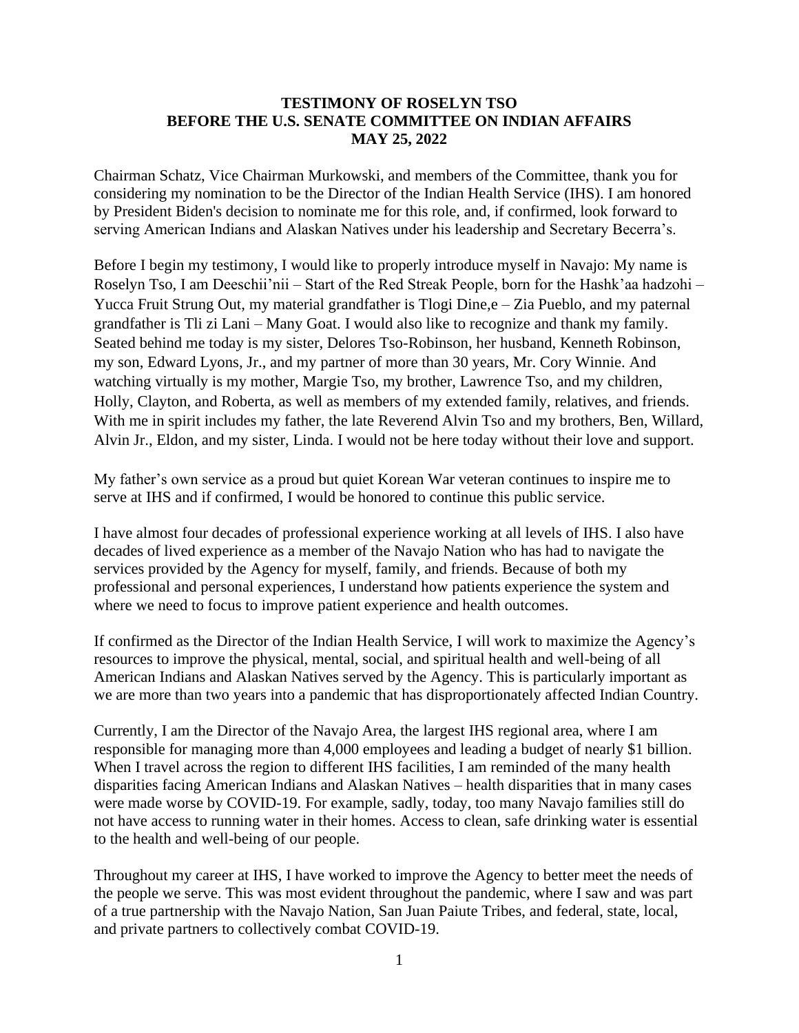**TESTIMONY OF ROSELYN TSO**
**BEFORE THE U.S. SENATE COMMITTEE ON INDIAN AFFAIRS**
**MAY 25, 2022**

Chairman Schatz, Vice Chairman Murkowski, and members of the Committee, thank you for considering my nomination to be the Director of the Indian Health Service (IHS). I am honored by President Biden's decision to nominate me for this role, and, if confirmed, look forward to serving American Indians and Alaskan Natives under his leadership and Secretary Becerra's.

Before I begin my testimony, I would like to properly introduce myself in Navajo: My name is Roselyn Tso, I am Deeschii'nii – Start of the Red Streak People, born for the Hashk'aa hadzohi – Yucca Fruit Strung Out, my material grandfather is Tlogi Dine,e – Zia Pueblo, and my paternal grandfather is Tli zi Lani – Many Goat. I would also like to recognize and thank my family. Seated behind me today is my sister, Delores Tso-Robinson, her husband, Kenneth Robinson, my son, Edward Lyons, Jr., and my partner of more than 30 years, Mr. Cory Winnie. And watching virtually is my mother, Margie Tso, my brother, Lawrence Tso, and my children, Holly, Clayton, and Roberta, as well as members of my extended family, relatives, and friends. With me in spirit includes my father, the late Reverend Alvin Tso and my brothers, Ben, Willard, Alvin Jr., Eldon, and my sister, Linda. I would not be here today without their love and support.

My father's own service as a proud but quiet Korean War veteran continues to inspire me to serve at IHS and if confirmed, I would be honored to continue this public service.

I have almost four decades of professional experience working at all levels of IHS. I also have decades of lived experience as a member of the Navajo Nation who has had to navigate the services provided by the Agency for myself, family, and friends. Because of both my professional and personal experiences, I understand how patients experience the system and where we need to focus to improve patient experience and health outcomes.

If confirmed as the Director of the Indian Health Service, I will work to maximize the Agency's resources to improve the physical, mental, social, and spiritual health and well-being of all American Indians and Alaskan Natives served by the Agency. This is particularly important as we are more than two years into a pandemic that has disproportionately affected Indian Country.

Currently, I am the Director of the Navajo Area, the largest IHS regional area, where I am responsible for managing more than 4,000 employees and leading a budget of nearly $1 billion. When I travel across the region to different IHS facilities, I am reminded of the many health disparities facing American Indians and Alaskan Natives – health disparities that in many cases were made worse by COVID-19. For example, sadly, today, too many Navajo families still do not have access to running water in their homes. Access to clean, safe drinking water is essential to the health and well-being of our people.

Throughout my career at IHS, I have worked to improve the Agency to better meet the needs of the people we serve. This was most evident throughout the pandemic, where I saw and was part of a true partnership with the Navajo Nation, San Juan Paiute Tribes, and federal, state, local, and private partners to collectively combat COVID-19.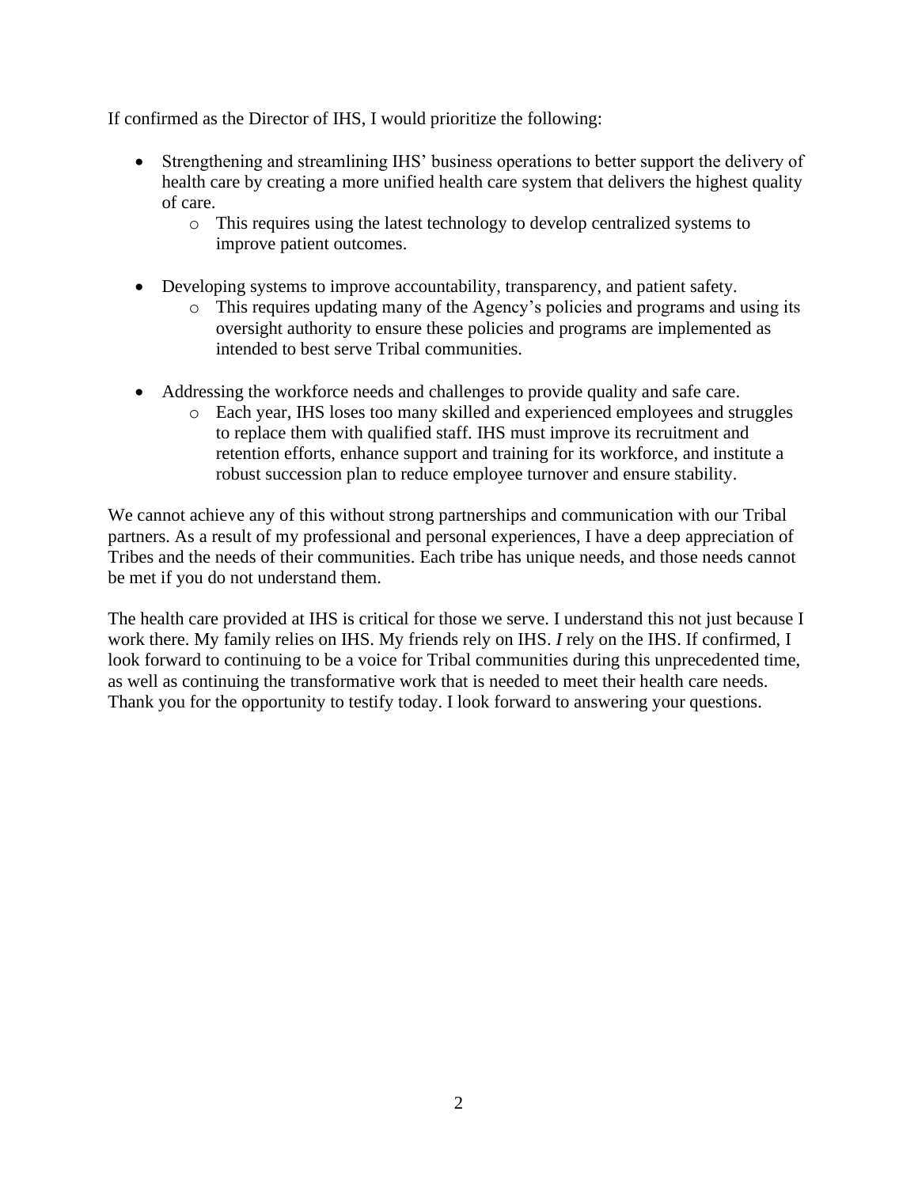If confirmed as the Director of IHS, I would prioritize the following:

- Strengthening and streamlining IHS' business operations to better support the delivery of health care by creating a more unified health care system that delivers the highest quality of care.
    - This requires using the latest technology to develop centralized systems to improve patient outcomes.

- Developing systems to improve accountability, transparency, and patient safety.
    - This requires updating many of the Agency's policies and programs and using its oversight authority to ensure these policies and programs are implemented as intended to best serve Tribal communities.

- Addressing the workforce needs and challenges to provide quality and safe care.
    - Each year, IHS loses too many skilled and experienced employees and struggles to replace them with qualified staff. IHS must improve its recruitment and retention efforts, enhance support and training for its workforce, and institute a robust succession plan to reduce employee turnover and ensure stability.

We cannot achieve any of this without strong partnerships and communication with our Tribal partners. As a result of my professional and personal experiences, I have a deep appreciation of Tribes and the needs of their communities. Each tribe has unique needs, and those needs cannot be met if you do not understand them.

The health care provided at IHS is critical for those we serve. I understand this not just because I work there. My family relies on IHS. My friends rely on IHS. *I* rely on the IHS. If confirmed, I look forward to continuing to be a voice for Tribal communities during this unprecedented time, as well as continuing the transformative work that is needed to meet their health care needs. Thank you for the opportunity to testify today. I look forward to answering your questions.